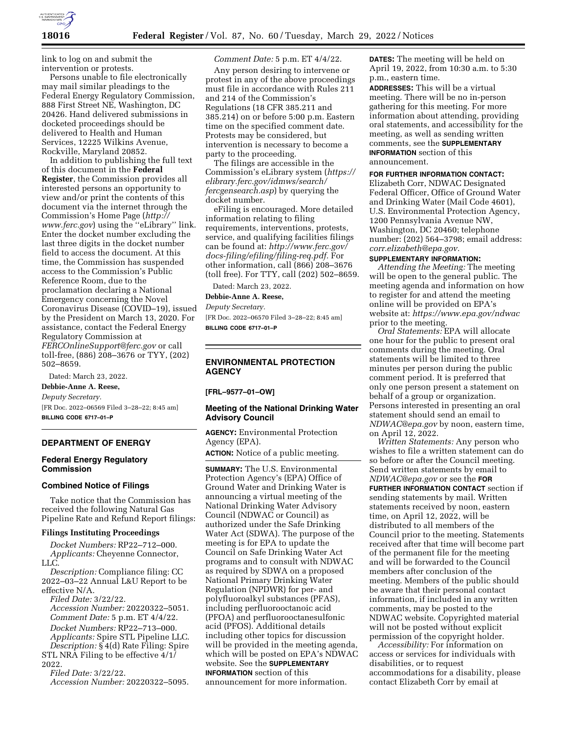link to log on and submit the intervention or protests.

Persons unable to file electronically may mail similar pleadings to the Federal Energy Regulatory Commission, 888 First Street NE, Washington, DC 20426. Hand delivered submissions in docketed proceedings should be delivered to Health and Human Services, 12225 Wilkins Avenue, Rockville, Maryland 20852.

In addition to publishing the full text of this document in the **Federal Register**, the Commission provides all interested persons an opportunity to view and/or print the contents of this document via the internet through the Commission's Home Page (*http://www.ferc.gov*) using the ''eLibrary'' link. Enter the docket number excluding the last three digits in the docket number field to access the document. At this time, the Commission has suspended access to the Commission's Public Reference Room, due to the proclamation declaring a National Emergency concerning the Novel Coronavirus Disease (COVID–19), issued by the President on March 13, 2020. For assistance, contact the Federal Energy Regulatory Commission at *FERCOnlineSupport@ferc.gov* or call toll-free, (886) 208–3676 or TYY, (202) 502–8659.

Dated: March 23, 2022.

**Debbie-Anne A. Reese,**

*Deputy Secretary.*

[FR Doc. 2022–06569 Filed 3–28–22; 8:45 am]

**BILLING CODE 6717–01–P**

## DEPARTMENT OF ENERGY

### Federal Energy Regulatory Commission

### Combined Notice of Filings

Take notice that the Commission has received the following Natural Gas Pipeline Rate and Refund Report filings:

#### Filings Instituting Proceedings

*Docket Numbers:* RP22–712–000.
*Applicants:* Cheyenne Connector, LLC.
*Description:* Compliance filing: CC 2022–03–22 Annual L&U Report to be effective N/A.
*Filed Date:* 3/22/22.
*Accession Number:* 20220322–5051.
*Comment Date:* 5 p.m. ET 4/4/22.

*Docket Numbers:* RP22–713–000.
*Applicants:* Spire STL Pipeline LLC.
*Description:* § 4(d) Rate Filing: Spire STL NRA Filing to be effective 4/1/2022.
*Filed Date:* 3/22/22.
*Accession Number:* 20220322–5095.
*Comment Date:* 5 p.m. ET 4/4/22.

Any person desiring to intervene or protest in any of the above proceedings must file in accordance with Rules 211 and 214 of the Commission's Regulations (18 CFR 385.211 and 385.214) on or before 5:00 p.m. Eastern time on the specified comment date. Protests may be considered, but intervention is necessary to become a party to the proceeding.

The filings are accessible in the Commission's eLibrary system (*https://elibrary.ferc.gov/idmws/search/fercgensearch.asp*) by querying the docket number.

eFiling is encouraged. More detailed information relating to filing requirements, interventions, protests, service, and qualifying facilities filings can be found at: *http://www.ferc.gov/docs-filing/efiling/filing-req.pdf*. For other information, call (866) 208–3676 (toll free). For TTY, call (202) 502–8659.

Dated: March 23, 2022.

**Debbie-Anne A. Reese,**

*Deputy Secretary.*

[FR Doc. 2022–06570 Filed 3–28–22; 8:45 am]

**BILLING CODE 6717–01–P**

## ENVIRONMENTAL PROTECTION AGENCY

**[FRL–9577–01–OW]**

### Meeting of the National Drinking Water Advisory Council

**AGENCY:** Environmental Protection Agency (EPA).

**ACTION:** Notice of a public meeting.

**SUMMARY:** The U.S. Environmental Protection Agency's (EPA) Office of Ground Water and Drinking Water is announcing a virtual meeting of the National Drinking Water Advisory Council (NDWAC or Council) as authorized under the Safe Drinking Water Act (SDWA). The purpose of the meeting is for EPA to update the Council on Safe Drinking Water Act programs and to consult with NDWAC as required by SDWA on a proposed National Primary Drinking Water Regulation (NPDWR) for per- and polyfluoroalkyl substances (PFAS), including perfluorooctanoic acid (PFOA) and perfluorooctanesulfonic acid (PFOS). Additional details including other topics for discussion will be provided in the meeting agenda, which will be posted on EPA's NDWAC website. See the **SUPPLEMENTARY INFORMATION** section of this announcement for more information.

**DATES:** The meeting will be held on April 19, 2022, from 10:30 a.m. to 5:30 p.m., eastern time.

**ADDRESSES:** This will be a virtual meeting. There will be no in-person gathering for this meeting. For more information about attending, providing oral statements, and accessibility for the meeting, as well as sending written comments, see the **SUPPLEMENTARY INFORMATION** section of this announcement.

**FOR FURTHER INFORMATION CONTACT:** Elizabeth Corr, NDWAC Designated Federal Officer, Office of Ground Water and Drinking Water (Mail Code 4601), U.S. Environmental Protection Agency, 1200 Pennsylvania Avenue NW, Washington, DC 20460; telephone number: (202) 564–3798; email address: *corr.elizabeth@epa.gov*.

**SUPPLEMENTARY INFORMATION:**

*Attending the Meeting:* The meeting will be open to the general public. The meeting agenda and information on how to register for and attend the meeting online will be provided on EPA's website at: *https://www.epa.gov/ndwac* prior to the meeting.

*Oral Statements:* EPA will allocate one hour for the public to present oral comments during the meeting. Oral statements will be limited to three minutes per person during the public comment period. It is preferred that only one person present a statement on behalf of a group or organization. Persons interested in presenting an oral statement should send an email to *NDWAC@epa.gov* by noon, eastern time, on April 12, 2022.

*Written Statements:* Any person who wishes to file a written statement can do so before or after the Council meeting. Send written statements by email to *NDWAC@epa.gov* or see the **FOR FURTHER INFORMATION CONTACT** section if sending statements by mail. Written statements received by noon, eastern time, on April 12, 2022, will be distributed to all members of the Council prior to the meeting. Statements received after that time will become part of the permanent file for the meeting and will be forwarded to the Council members after conclusion of the meeting. Members of the public should be aware that their personal contact information, if included in any written comments, may be posted to the NDWAC website. Copyrighted material will not be posted without explicit permission of the copyright holder.

*Accessibility:* For information on access or services for individuals with disabilities, or to request accommodations for a disability, please contact Elizabeth Corr by email at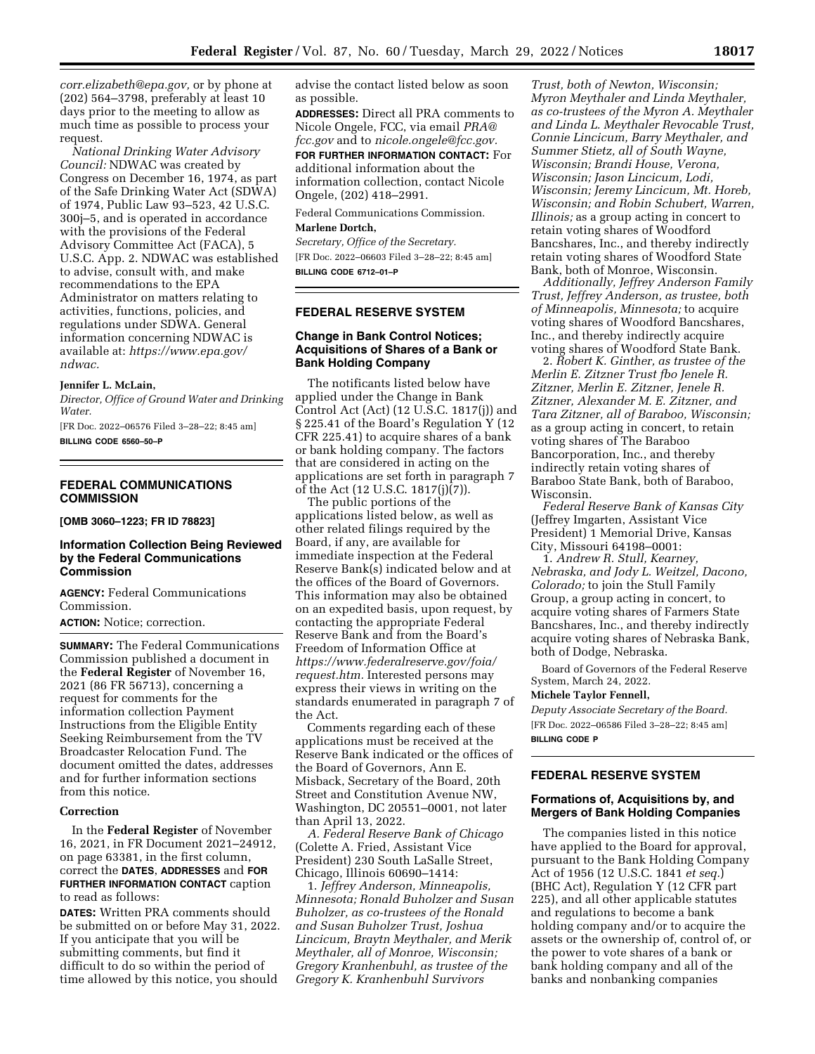*corr.elizabeth@epa.gov,* or by phone at (202) 564–3798, preferably at least 10 days prior to the meeting to allow as much time as possible to process your request.

*National Drinking Water Advisory Council:* NDWAC was created by Congress on December 16, 1974, as part of the Safe Drinking Water Act (SDWA) of 1974, Public Law 93–523, 42 U.S.C. 300j–5, and is operated in accordance with the provisions of the Federal Advisory Committee Act (FACA), 5 U.S.C. App. 2. NDWAC was established to advise, consult with, and make recommendations to the EPA Administrator on matters relating to activities, functions, policies, and regulations under SDWA. General information concerning NDWAC is available at: *https://www.epa.gov/ndwac.*

**Jennifer L. McLain,**

*Director, Office of Ground Water and Drinking Water.*

[FR Doc. 2022–06576 Filed 3–28–22; 8:45 am]

**BILLING CODE 6560–50–P**

## FEDERAL COMMUNICATIONS COMMISSION

**[OMB 3060–1223; FR ID 78823]**

### Information Collection Being Reviewed by the Federal Communications Commission

**AGENCY:** Federal Communications Commission.

**ACTION:** Notice; correction.

**SUMMARY:** The Federal Communications Commission published a document in the **Federal Register** of November 16, 2021 (86 FR 56713), concerning a request for comments for the information collection Payment Instructions from the Eligible Entity Seeking Reimbursement from the TV Broadcaster Relocation Fund. The document omitted the dates, addresses and for further information sections from this notice.

**Correction**

In the **Federal Register** of November 16, 2021, in FR Document 2021–24912, on page 63381, in the first column, correct the **DATES**, **ADDRESSES** and **FOR FURTHER INFORMATION CONTACT** caption to read as follows:

**DATES:** Written PRA comments should be submitted on or before May 31, 2022. If you anticipate that you will be submitting comments, but find it difficult to do so within the period of time allowed by this notice, you should advise the contact listed below as soon as possible.

**ADDRESSES:** Direct all PRA comments to Nicole Ongele, FCC, via email *PRA@fcc.gov* and to *nicole.ongele@fcc.gov.*

**FOR FURTHER INFORMATION CONTACT:** For additional information about the information collection, contact Nicole Ongele, (202) 418–2991.

Federal Communications Commission.

**Marlene Dortch,**

*Secretary, Office of the Secretary.*

[FR Doc. 2022–06603 Filed 3–28–22; 8:45 am]

**BILLING CODE 6712–01–P**

## FEDERAL RESERVE SYSTEM

### Change in Bank Control Notices; Acquisitions of Shares of a Bank or Bank Holding Company

The notificants listed below have applied under the Change in Bank Control Act (Act) (12 U.S.C. 1817(j)) and § 225.41 of the Board's Regulation Y (12 CFR 225.41) to acquire shares of a bank or bank holding company. The factors that are considered in acting on the applications are set forth in paragraph 7 of the Act (12 U.S.C. 1817(j)(7)).

The public portions of the applications listed below, as well as other related filings required by the Board, if any, are available for immediate inspection at the Federal Reserve Bank(s) indicated below and at the offices of the Board of Governors. This information may also be obtained on an expedited basis, upon request, by contacting the appropriate Federal Reserve Bank and from the Board's Freedom of Information Office at *https://www.federalreserve.gov/foia/request.htm.* Interested persons may express their views in writing on the standards enumerated in paragraph 7 of the Act.

Comments regarding each of these applications must be received at the Reserve Bank indicated or the offices of the Board of Governors, Ann E. Misback, Secretary of the Board, 20th Street and Constitution Avenue NW, Washington, DC 20551–0001, not later than April 13, 2022.

*A. Federal Reserve Bank of Chicago* (Colette A. Fried, Assistant Vice President) 230 South LaSalle Street, Chicago, Illinois 60690–1414:

1. *Jeffrey Anderson, Minneapolis, Minnesota; Ronald Buholzer and Susan Buholzer, as co-trustees of the Ronald and Susan Buholzer Trust, Joshua Lincicum, Braytn Meythaler, and Merik Meythaler, all of Monroe, Wisconsin; Gregory Kranhenbuhl, as trustee of the Gregory K. Kranhenbuhl Survivors Trust, both of Newton, Wisconsin; Myron Meythaler and Linda Meythaler, as co-trustees of the Myron A. Meythaler and Linda L. Meythaler Revocable Trust, Connie Lincicum, Barry Meythaler, and Summer Stietz, all of South Wayne, Wisconsin; Brandi House, Verona, Wisconsin; Jason Lincicum, Lodi, Wisconsin; Jeremy Lincicum, Mt. Horeb, Wisconsin; and Robin Schubert, Warren, Illinois;* as a group acting in concert to retain voting shares of Woodford Bancshares, Inc., and thereby indirectly retain voting shares of Woodford State Bank, both of Monroe, Wisconsin.

*Additionally, Jeffrey Anderson Family Trust, Jeffrey Anderson, as trustee, both of Minneapolis, Minnesota;* to acquire voting shares of Woodford Bancshares, Inc., and thereby indirectly acquire voting shares of Woodford State Bank.

2. *Robert K. Ginther, as trustee of the Merlin E. Zitzner Trust fbo Jenele R. Zitzner, Merlin E. Zitzner, Jenele R. Zitzner, Alexander M. E. Zitzner, and Tara Zitzner, all of Baraboo, Wisconsin;* as a group acting in concert, to retain voting shares of The Baraboo Bancorporation, Inc., and thereby indirectly retain voting shares of Baraboo State Bank, both of Baraboo, Wisconsin.

*Federal Reserve Bank of Kansas City* (Jeffrey Imgarten, Assistant Vice President) 1 Memorial Drive, Kansas City, Missouri 64198–0001:

1. *Andrew R. Stull, Kearney, Nebraska, and Jody L. Weitzel, Dacono, Colorado;* to join the Stull Family Group, a group acting in concert, to acquire voting shares of Farmers State Bancshares, Inc., and thereby indirectly acquire voting shares of Nebraska Bank, both of Dodge, Nebraska.

Board of Governors of the Federal Reserve System, March 24, 2022.

**Michele Taylor Fennell,**

*Deputy Associate Secretary of the Board.*

[FR Doc. 2022–06586 Filed 3–28–22; 8:45 am]

**BILLING CODE P**

## FEDERAL RESERVE SYSTEM

### Formations of, Acquisitions by, and Mergers of Bank Holding Companies

The companies listed in this notice have applied to the Board for approval, pursuant to the Bank Holding Company Act of 1956 (12 U.S.C. 1841 *et seq.*) (BHC Act), Regulation Y (12 CFR part 225), and all other applicable statutes and regulations to become a bank holding company and/or to acquire the assets or the ownership of, control of, or the power to vote shares of a bank or bank holding company and all of the banks and nonbanking companies